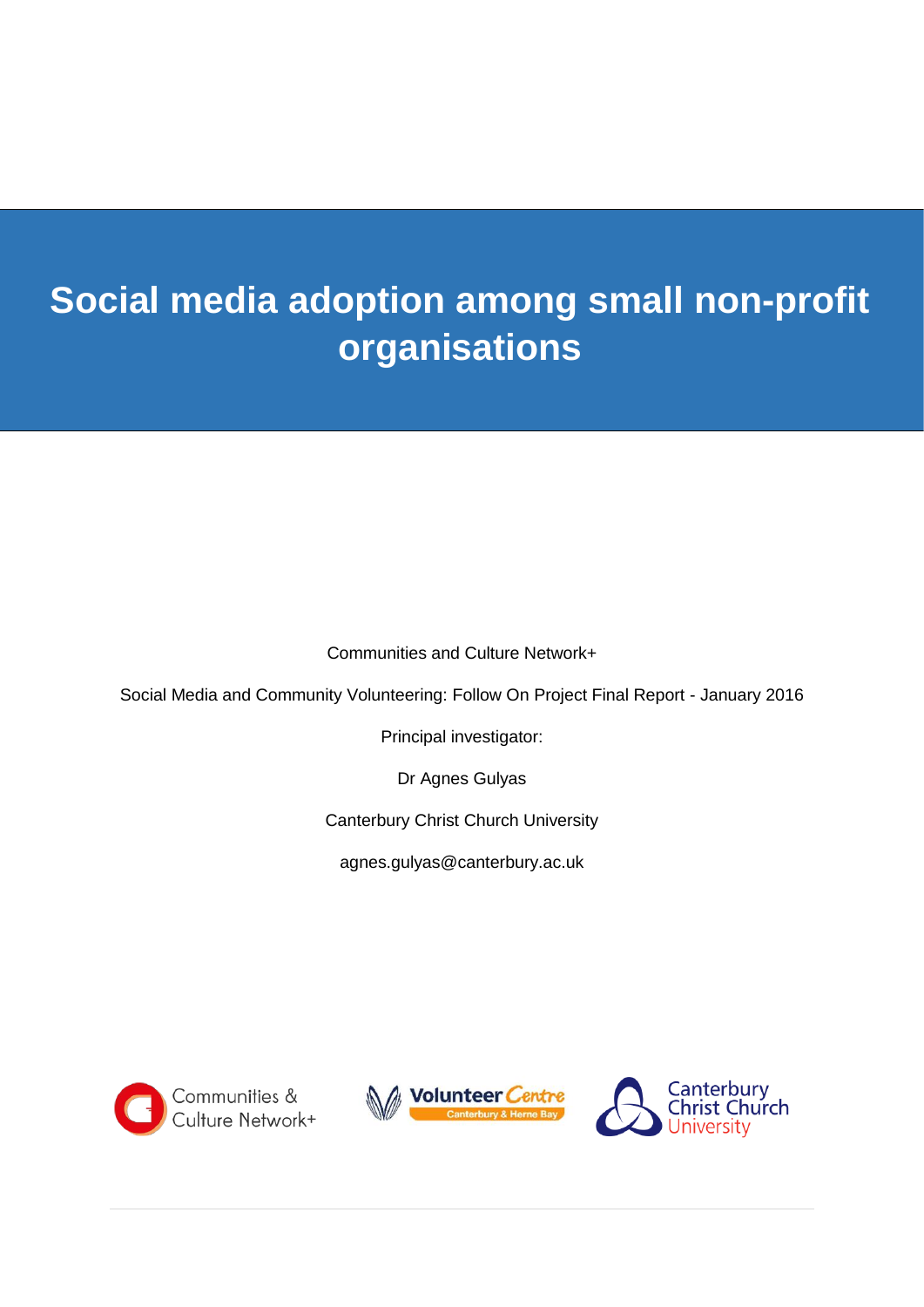# Social media adoption among small non-profit organisations

Communities and Culture Network+

Social Media and Community Volunteering: Follow On Project Final Report - January 2016

Principal investigator:

Dr Agnes Gulyas

Canterbury Christ Church University

agnes.gulyas@canterbury.ac.uk

Communities & Culture Network+

Volunteer Centre Canterbury & Herne Bay

Canterbury Christ Church University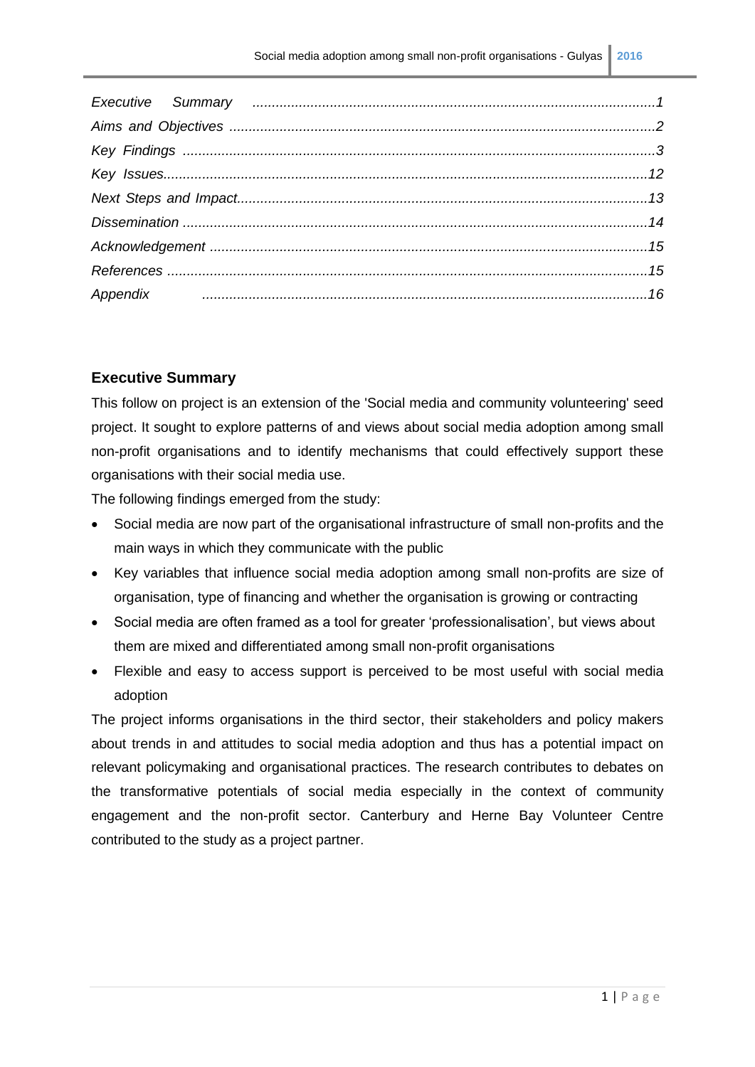*Executive Summary ........................................................................................................1*
*Aims and Objectives ..............................................................................................................2*
*Key Findings ..........................................................................................................................3*
*Key Issues.............................................................................................................................12*
*Next Steps and Impact..........................................................................................................13*
*Dissemination .......................................................................................................................14*
*Acknowledgement ................................................................................................................15*
*References ............................................................................................................................15*
*Appendix ...............................................................................................................................16*

## Executive Summary

This follow on project is an extension of the 'Social media and community volunteering' seed project. It sought to explore patterns of and views about social media adoption among small non-profit organisations and to identify mechanisms that could effectively support these organisations with their social media use.

The following findings emerged from the study:

- Social media are now part of the organisational infrastructure of small non-profits and the main ways in which they communicate with the public
- Key variables that influence social media adoption among small non-profits are size of organisation, type of financing and whether the organisation is growing or contracting
- Social media are often framed as a tool for greater 'professionalisation', but views about them are mixed and differentiated among small non-profit organisations
- Flexible and easy to access support is perceived to be most useful with social media adoption

The project informs organisations in the third sector, their stakeholders and policy makers about trends in and attitudes to social media adoption and thus has a potential impact on relevant policymaking and organisational practices. The research contributes to debates on the transformative potentials of social media especially in the context of community engagement and the non-profit sector. Canterbury and Herne Bay Volunteer Centre contributed to the study as a project partner.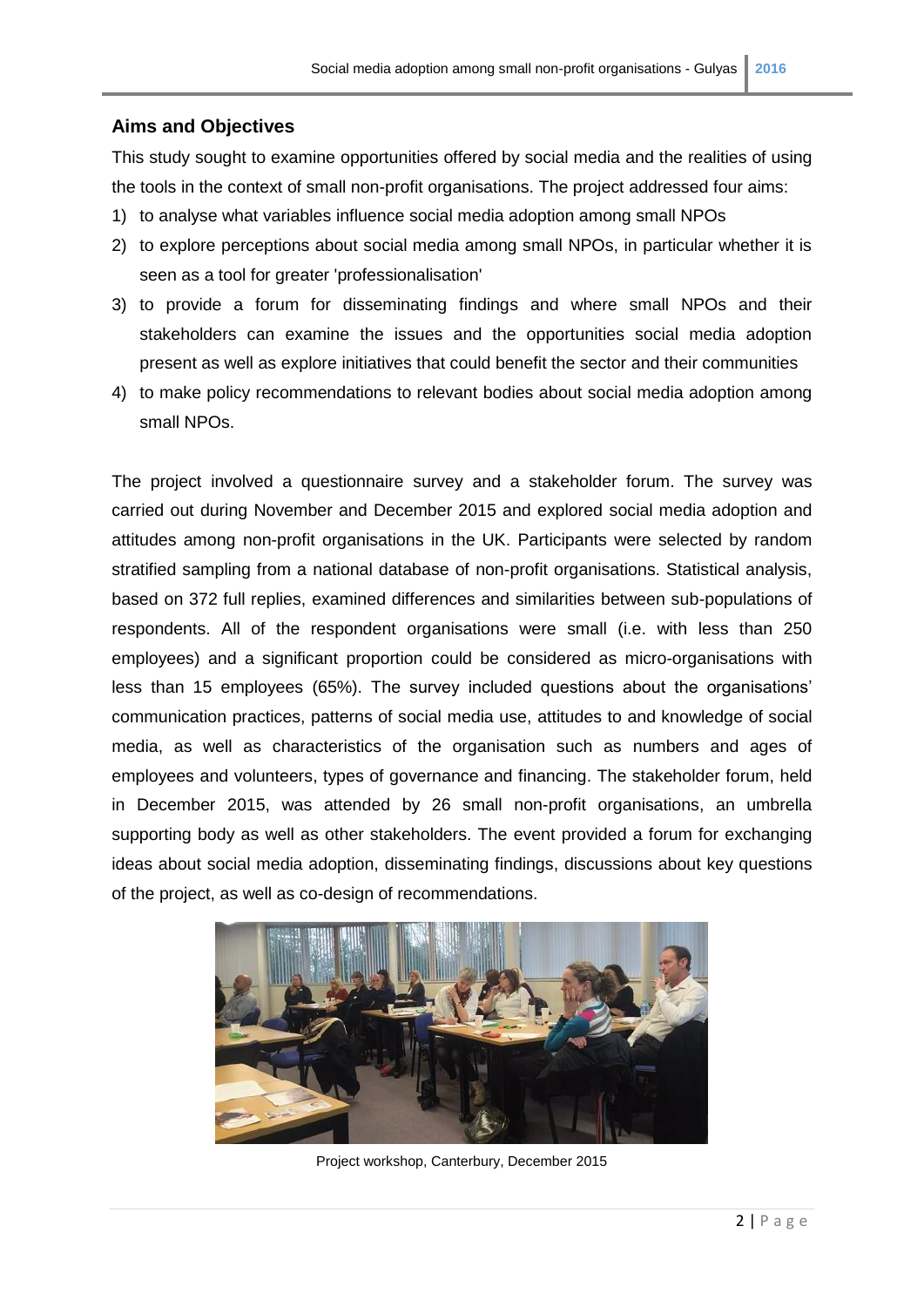## Aims and Objectives

This study sought to examine opportunities offered by social media and the realities of using the tools in the context of small non-profit organisations. The project addressed four aims:

1) to analyse what variables influence social media adoption among small NPOs
2) to explore perceptions about social media among small NPOs, in particular whether it is seen as a tool for greater 'professionalisation'
3) to provide a forum for disseminating findings and where small NPOs and their stakeholders can examine the issues and the opportunities social media adoption present as well as explore initiatives that could benefit the sector and their communities
4) to make policy recommendations to relevant bodies about social media adoption among small NPOs.

The project involved a questionnaire survey and a stakeholder forum. The survey was carried out during November and December 2015 and explored social media adoption and attitudes among non-profit organisations in the UK. Participants were selected by random stratified sampling from a national database of non-profit organisations. Statistical analysis, based on 372 full replies, examined differences and similarities between sub-populations of respondents. All of the respondent organisations were small (i.e. with less than 250 employees) and a significant proportion could be considered as micro-organisations with less than 15 employees (65%). The survey included questions about the organisations' communication practices, patterns of social media use, attitudes to and knowledge of social media, as well as characteristics of the organisation such as numbers and ages of employees and volunteers, types of governance and financing. The stakeholder forum, held in December 2015, was attended by 26 small non-profit organisations, an umbrella supporting body as well as other stakeholders. The event provided a forum for exchanging ideas about social media adoption, disseminating findings, discussions about key questions of the project, as well as co-design of recommendations.

Project workshop, Canterbury, December 2015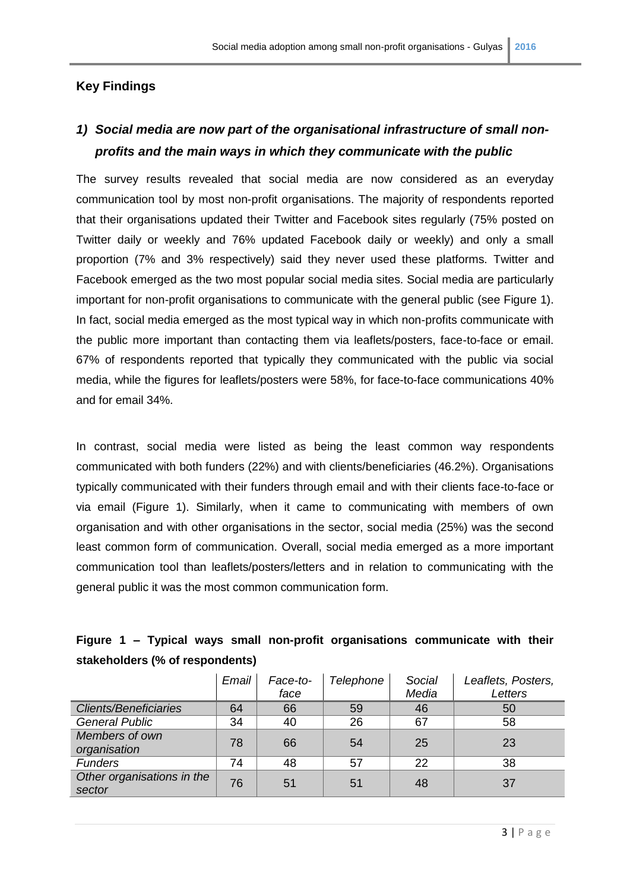## Key Findings

### *1) Social media are now part of the organisational infrastructure of small non-profits and the main ways in which they communicate with the public*

The survey results revealed that social media are now considered as an everyday communication tool by most non-profit organisations. The majority of respondents reported that their organisations updated their Twitter and Facebook sites regularly (75% posted on Twitter daily or weekly and 76% updated Facebook daily or weekly) and only a small proportion (7% and 3% respectively) said they never used these platforms. Twitter and Facebook emerged as the two most popular social media sites. Social media are particularly important for non-profit organisations to communicate with the general public (see Figure 1). In fact, social media emerged as the most typical way in which non-profits communicate with the public more important than contacting them via leaflets/posters, face-to-face or email. 67% of respondents reported that typically they communicated with the public via social media, while the figures for leaflets/posters were 58%, for face-to-face communications 40% and for email 34%.

In contrast, social media were listed as being the least common way respondents communicated with both funders (22%) and with clients/beneficiaries (46.2%). Organisations typically communicated with their funders through email and with their clients face-to-face or via email (Figure 1). Similarly, when it came to communicating with members of own organisation and with other organisations in the sector, social media (25%) was the second least common form of communication. Overall, social media emerged as a more important communication tool than leaflets/posters/letters and in relation to communicating with the general public it was the most common communication form.

**Figure 1 – Typical ways small non-profit organisations communicate with their stakeholders (% of respondents)**

| | *Email* | *Face-to-face* | *Telephone* | *Social Media* | *Leaflets, Posters, Letters* |
|---|---|---|---|---|---|
| *Clients/Beneficiaries* | 64 | 66 | 59 | 46 | 50 |
| *General Public* | 34 | 40 | 26 | 67 | 58 |
| *Members of own organisation* | 78 | 66 | 54 | 25 | 23 |
| *Funders* | 74 | 48 | 57 | 22 | 38 |
| *Other organisations in the sector* | 76 | 51 | 51 | 48 | 37 |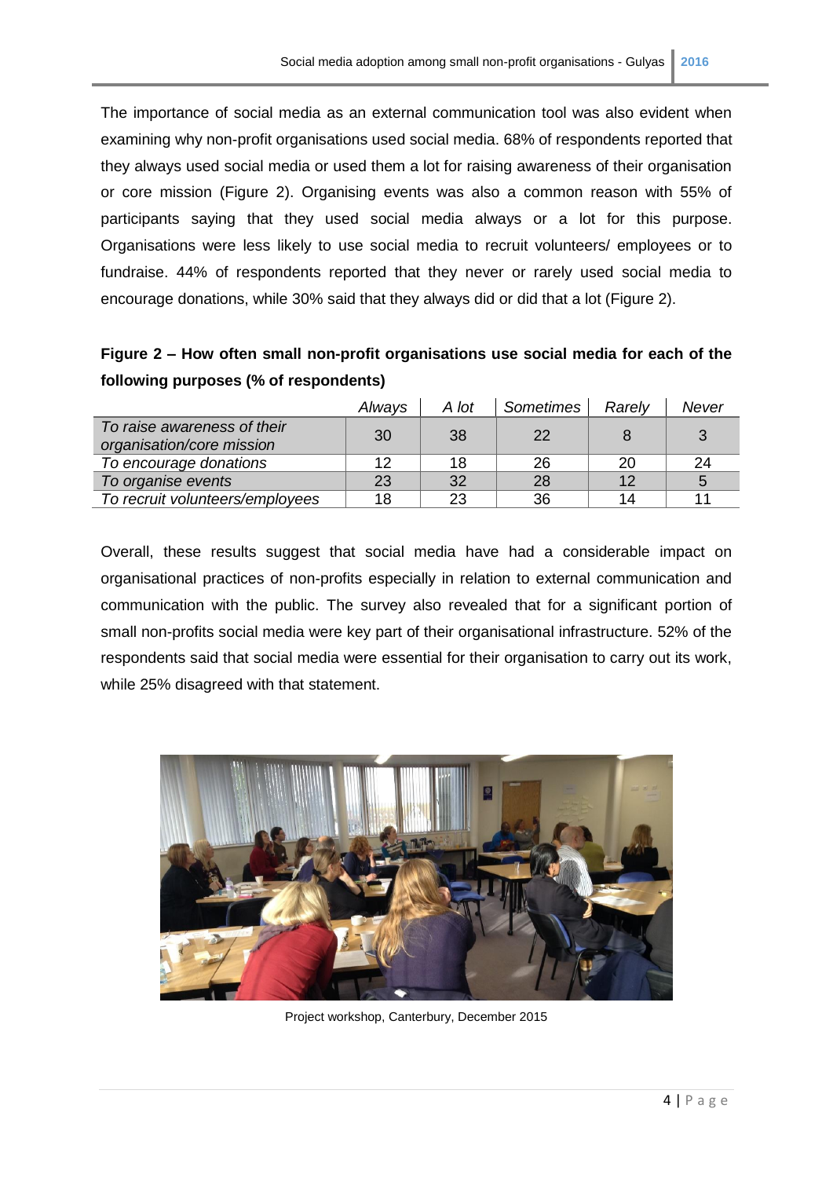The importance of social media as an external communication tool was also evident when examining why non-profit organisations used social media. 68% of respondents reported that they always used social media or used them a lot for raising awareness of their organisation or core mission (Figure 2). Organising events was also a common reason with 55% of participants saying that they used social media always or a lot for this purpose. Organisations were less likely to use social media to recruit volunteers/ employees or to fundraise. 44% of respondents reported that they never or rarely used social media to encourage donations, while 30% said that they always did or did that a lot (Figure 2).

**Figure 2 – How often small non-profit organisations use social media for each of the following purposes (% of respondents)**

| | *Always* | *A lot* | *Sometimes* | *Rarely* | *Never* |
|---|---|---|---|---|---|
| *To raise awareness of their organisation/core mission* | 30 | 38 | 22 | 8 | 3 |
| *To encourage donations* | 12 | 18 | 26 | 20 | 24 |
| *To organise events* | 23 | 32 | 28 | 12 | 5 |
| *To recruit volunteers/employees* | 18 | 23 | 36 | 14 | 11 |

Overall, these results suggest that social media have had a considerable impact on organisational practices of non-profits especially in relation to external communication and communication with the public. The survey also revealed that for a significant portion of small non-profits social media were key part of their organisational infrastructure. 52% of the respondents said that social media were essential for their organisation to carry out its work, while 25% disagreed with that statement.

Project workshop, Canterbury, December 2015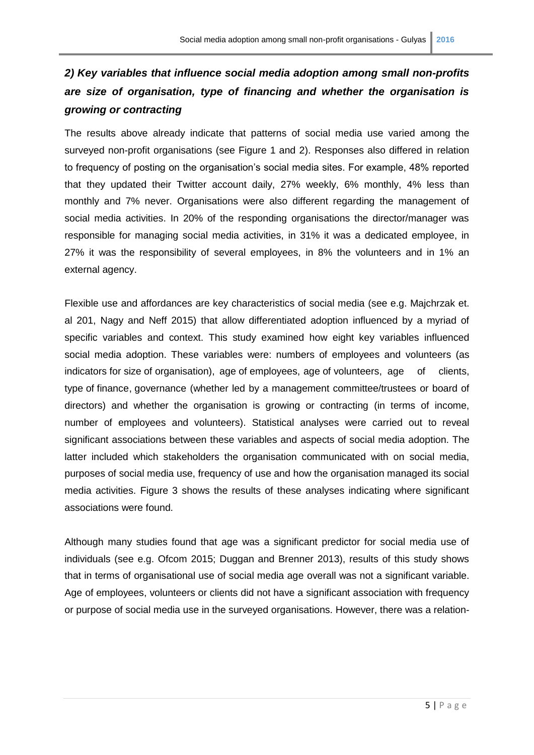### *2) Key variables that influence social media adoption among small non-profits are size of organisation, type of financing and whether the organisation is growing or contracting*

The results above already indicate that patterns of social media use varied among the surveyed non-profit organisations (see Figure 1 and 2). Responses also differed in relation to frequency of posting on the organisation's social media sites. For example, 48% reported that they updated their Twitter account daily, 27% weekly, 6% monthly, 4% less than monthly and 7% never. Organisations were also different regarding the management of social media activities. In 20% of the responding organisations the director/manager was responsible for managing social media activities, in 31% it was a dedicated employee, in 27% it was the responsibility of several employees, in 8% the volunteers and in 1% an external agency.

Flexible use and affordances are key characteristics of social media (see e.g. Majchrzak et. al 201, Nagy and Neff 2015) that allow differentiated adoption influenced by a myriad of specific variables and context. This study examined how eight key variables influenced social media adoption. These variables were: numbers of employees and volunteers (as indicators for size of organisation), age of employees, age of volunteers, age of clients, type of finance, governance (whether led by a management committee/trustees or board of directors) and whether the organisation is growing or contracting (in terms of income, number of employees and volunteers). Statistical analyses were carried out to reveal significant associations between these variables and aspects of social media adoption. The latter included which stakeholders the organisation communicated with on social media, purposes of social media use, frequency of use and how the organisation managed its social media activities. Figure 3 shows the results of these analyses indicating where significant associations were found.

Although many studies found that age was a significant predictor for social media use of individuals (see e.g. Ofcom 2015; Duggan and Brenner 2013), results of this study shows that in terms of organisational use of social media age overall was not a significant variable. Age of employees, volunteers or clients did not have a significant association with frequency or purpose of social media use in the surveyed organisations. However, there was a relation-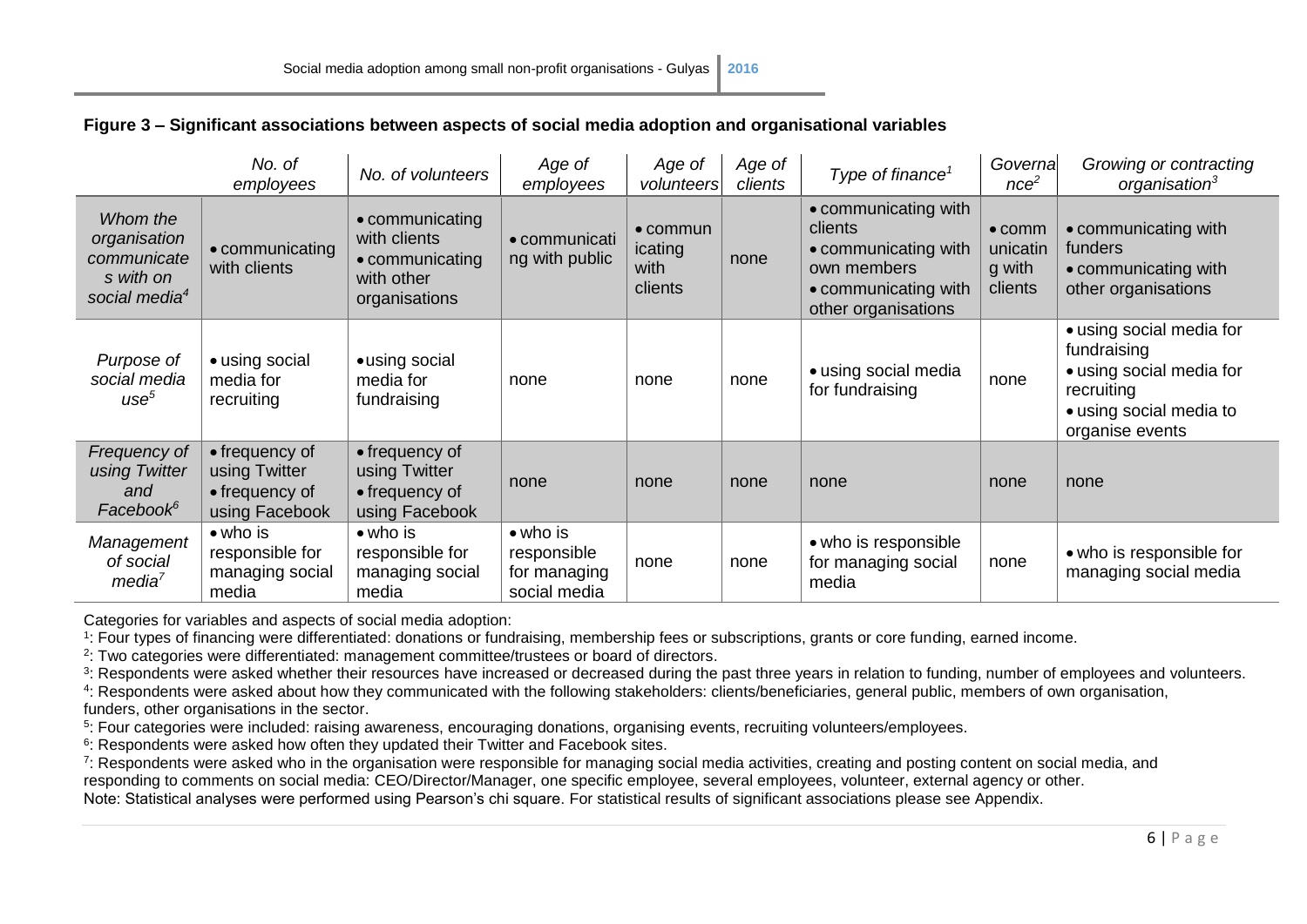**Figure 3 – Significant associations between aspects of social media adoption and organisational variables**

| | *No. of employees* | *No. of volunteers* | *Age of employees* | *Age of volunteers* | *Age of clients* | *Type of finance*[1] | *Governance*[2] | *Growing or contracting organisation*[3] |
|---|---|---|---|---|---|---|---|---|
| *Whom the organisation communicates with on social media*[4] | • communicating with clients | • communicating with clients • communicating with other organisations | • communicating with public | • communicating with clients | none | • communicating with clients • communicating with own members • communicating with other organisations | • communicating with clients | • communicating with funders • communicating with other organisations |
| *Purpose of social media use*[5] | • using social media for recruiting | • using social media for fundraising | none | none | none | • using social media for fundraising | none | • using social media for fundraising • using social media for recruiting • using social media to organise events |
| *Frequency of using Twitter and Facebook*[6] | • frequency of using Twitter • frequency of using Facebook | • frequency of using Twitter • frequency of using Facebook | none | none | none | none | none | none |
| *Management of social media*[7] | • who is responsible for managing social media | • who is responsible for managing social media | • who is responsible for managing social media | none | none | • who is responsible for managing social media | none | • who is responsible for managing social media |

Categories for variables and aspects of social media adoption:

[1]: Four types of financing were differentiated: donations or fundraising, membership fees or subscriptions, grants or core funding, earned income.

[2]: Two categories were differentiated: management committee/trustees or board of directors.

[3]: Respondents were asked whether their resources have increased or decreased during the past three years in relation to funding, number of employees and volunteers.

[4]: Respondents were asked about how they communicated with the following stakeholders: clients/beneficiaries, general public, members of own organisation, funders, other organisations in the sector.

[5]: Four categories were included: raising awareness, encouraging donations, organising events, recruiting volunteers/employees.

[6]: Respondents were asked how often they updated their Twitter and Facebook sites.

[7]: Respondents were asked who in the organisation were responsible for managing social media activities, creating and posting content on social media, and responding to comments on social media: CEO/Director/Manager, one specific employee, several employees, volunteer, external agency or other.

Note: Statistical analyses were performed using Pearson's chi square. For statistical results of significant associations please see Appendix.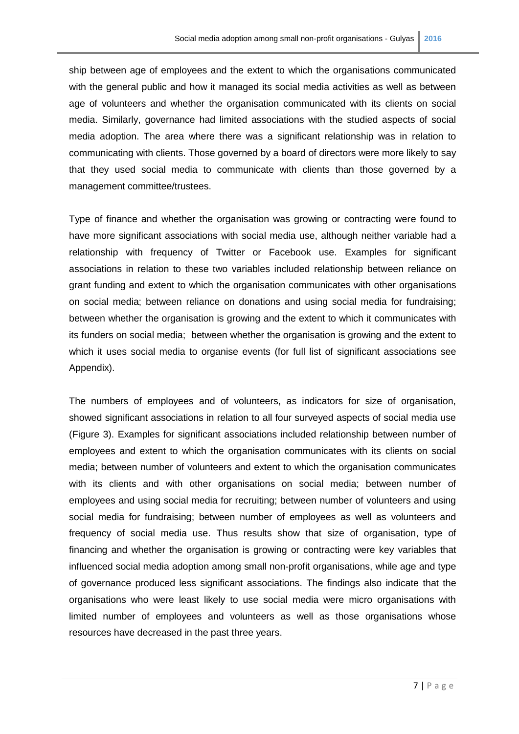ship between age of employees and the extent to which the organisations communicated with the general public and how it managed its social media activities as well as between age of volunteers and whether the organisation communicated with its clients on social media. Similarly, governance had limited associations with the studied aspects of social media adoption. The area where there was a significant relationship was in relation to communicating with clients. Those governed by a board of directors were more likely to say that they used social media to communicate with clients than those governed by a management committee/trustees.

Type of finance and whether the organisation was growing or contracting were found to have more significant associations with social media use, although neither variable had a relationship with frequency of Twitter or Facebook use. Examples for significant associations in relation to these two variables included relationship between reliance on grant funding and extent to which the organisation communicates with other organisations on social media; between reliance on donations and using social media for fundraising; between whether the organisation is growing and the extent to which it communicates with its funders on social media; between whether the organisation is growing and the extent to which it uses social media to organise events (for full list of significant associations see Appendix).

The numbers of employees and of volunteers, as indicators for size of organisation, showed significant associations in relation to all four surveyed aspects of social media use (Figure 3). Examples for significant associations included relationship between number of employees and extent to which the organisation communicates with its clients on social media; between number of volunteers and extent to which the organisation communicates with its clients and with other organisations on social media; between number of employees and using social media for recruiting; between number of volunteers and using social media for fundraising; between number of employees as well as volunteers and frequency of social media use. Thus results show that size of organisation, type of financing and whether the organisation is growing or contracting were key variables that influenced social media adoption among small non-profit organisations, while age and type of governance produced less significant associations. The findings also indicate that the organisations who were least likely to use social media were micro organisations with limited number of employees and volunteers as well as those organisations whose resources have decreased in the past three years.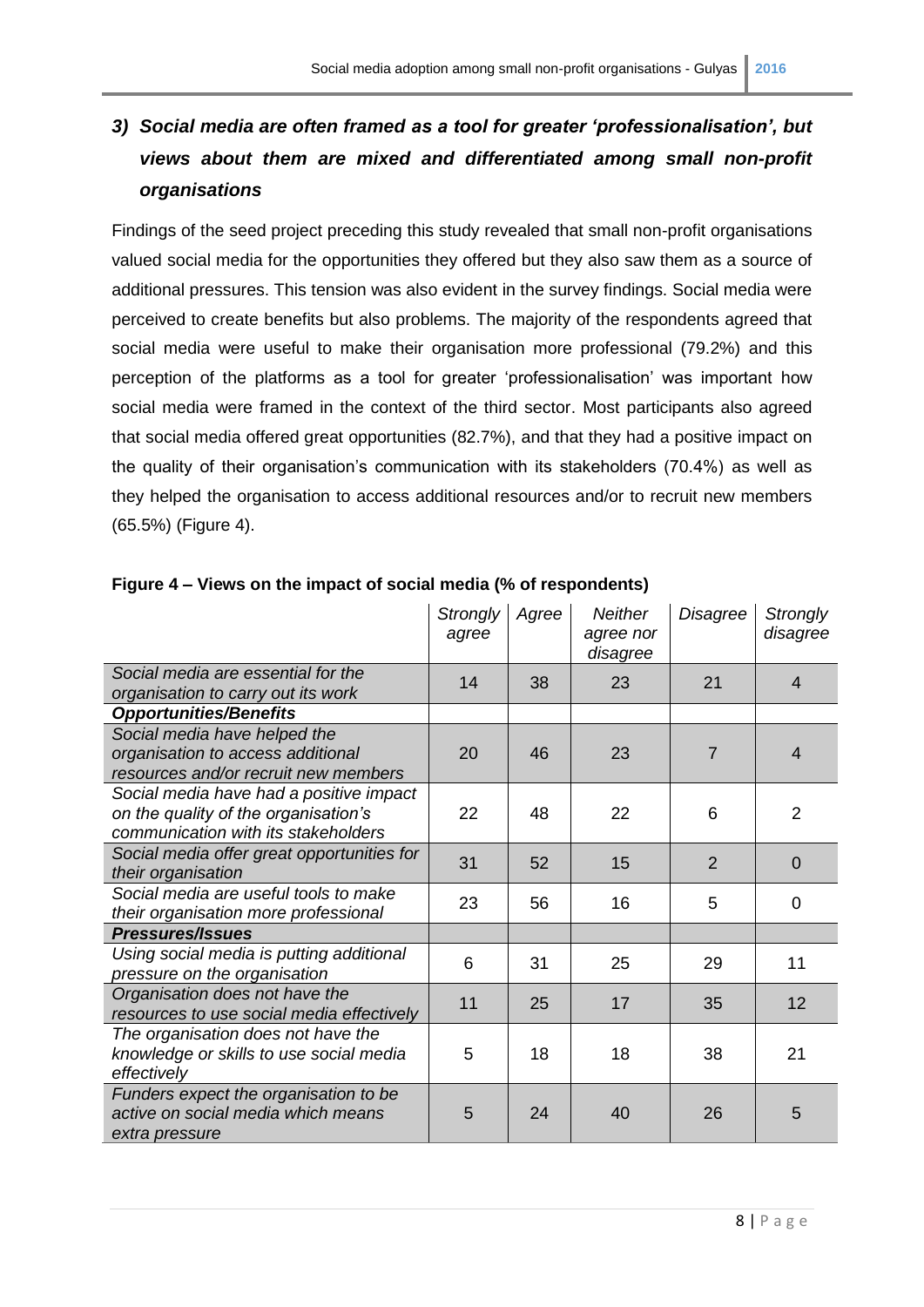### *3) Social media are often framed as a tool for greater 'professionalisation', but views about them are mixed and differentiated among small non-profit organisations*

Findings of the seed project preceding this study revealed that small non-profit organisations valued social media for the opportunities they offered but they also saw them as a source of additional pressures. This tension was also evident in the survey findings. Social media were perceived to create benefits but also problems. The majority of the respondents agreed that social media were useful to make their organisation more professional (79.2%) and this perception of the platforms as a tool for greater 'professionalisation' was important how social media were framed in the context of the third sector. Most participants also agreed that social media offered great opportunities (82.7%), and that they had a positive impact on the quality of their organisation's communication with its stakeholders (70.4%) as well as they helped the organisation to access additional resources and/or to recruit new members (65.5%) (Figure 4).

**Figure 4 – Views on the impact of social media (% of respondents)**

| | *Strongly agree* | *Agree* | *Neither agree nor disagree* | *Disagree* | *Strongly disagree* |
|---|---|---|---|---|---|
| *Social media are essential for the organisation to carry out its work* | 14 | 38 | 23 | 21 | 4 |
| ***Opportunities/Benefits*** | | | | | |
| *Social media have helped the organisation to access additional resources and/or recruit new members* | 20 | 46 | 23 | 7 | 4 |
| *Social media have had a positive impact on the quality of the organisation's communication with its stakeholders* | 22 | 48 | 22 | 6 | 2 |
| *Social media offer great opportunities for their organisation* | 31 | 52 | 15 | 2 | 0 |
| *Social media are useful tools to make their organisation more professional* | 23 | 56 | 16 | 5 | 0 |
| ***Pressures/Issues*** | | | | | |
| *Using social media is putting additional pressure on the organisation* | 6 | 31 | 25 | 29 | 11 |
| *Organisation does not have the resources to use social media effectively* | 11 | 25 | 17 | 35 | 12 |
| *The organisation does not have the knowledge or skills to use social media effectively* | 5 | 18 | 18 | 38 | 21 |
| *Funders expect the organisation to be active on social media which means extra pressure* | 5 | 24 | 40 | 26 | 5 |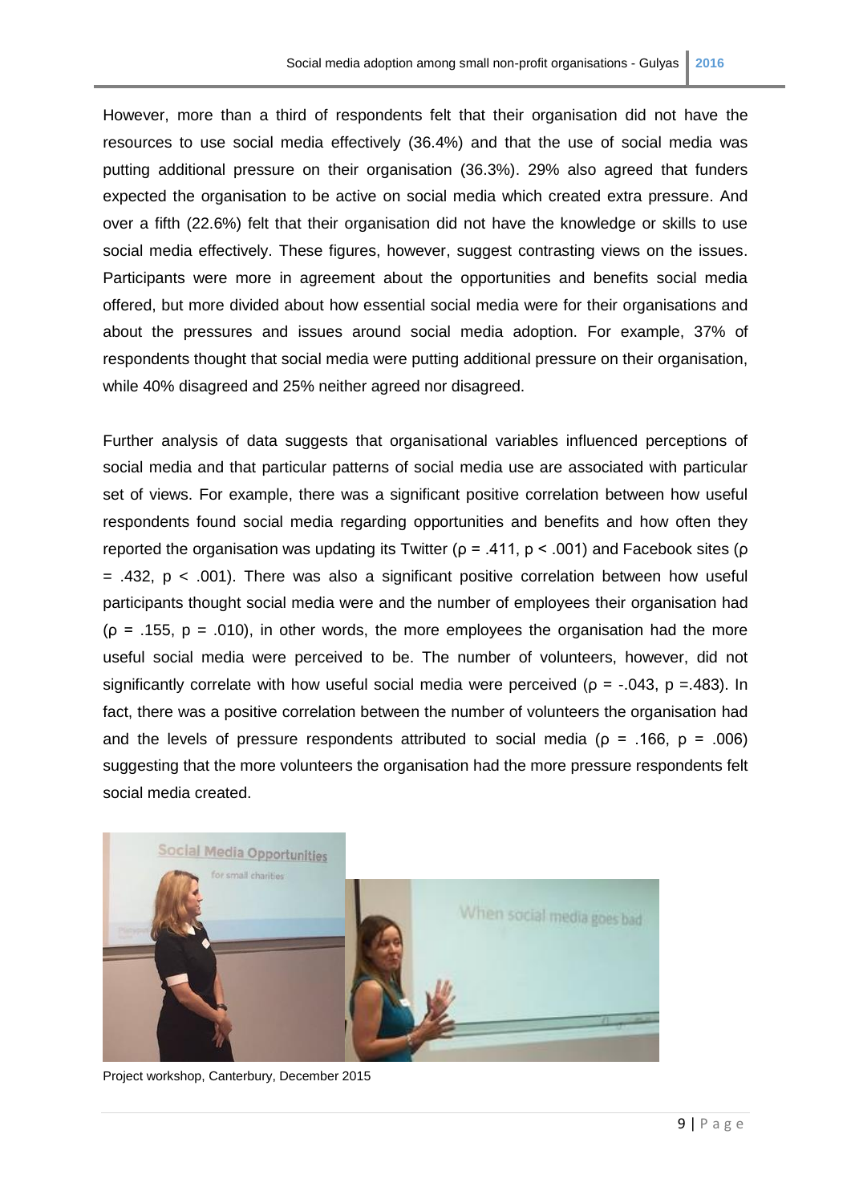However, more than a third of respondents felt that their organisation did not have the resources to use social media effectively (36.4%) and that the use of social media was putting additional pressure on their organisation (36.3%). 29% also agreed that funders expected the organisation to be active on social media which created extra pressure. And over a fifth (22.6%) felt that their organisation did not have the knowledge or skills to use social media effectively. These figures, however, suggest contrasting views on the issues. Participants were more in agreement about the opportunities and benefits social media offered, but more divided about how essential social media were for their organisations and about the pressures and issues around social media adoption. For example, 37% of respondents thought that social media were putting additional pressure on their organisation, while 40% disagreed and 25% neither agreed nor disagreed.

Further analysis of data suggests that organisational variables influenced perceptions of social media and that particular patterns of social media use are associated with particular set of views. For example, there was a significant positive correlation between how useful respondents found social media regarding opportunities and benefits and how often they reported the organisation was updating its Twitter ($\rho = .411$, $p < .001$) and Facebook sites ($\rho = .432$, $p < .001$). There was also a significant positive correlation between how useful participants thought social media were and the number of employees their organisation had ($\rho = .155$, $p = .010$), in other words, the more employees the organisation had the more useful social media were perceived to be. The number of volunteers, however, did not significantly correlate with how useful social media were perceived ($\rho = -.043$, $p = .483$). In fact, there was a positive correlation between the number of volunteers the organisation had and the levels of pressure respondents attributed to social media ($\rho = .166$, $p = .006$) suggesting that the more volunteers the organisation had the more pressure respondents felt social media created.

Project workshop, Canterbury, December 2015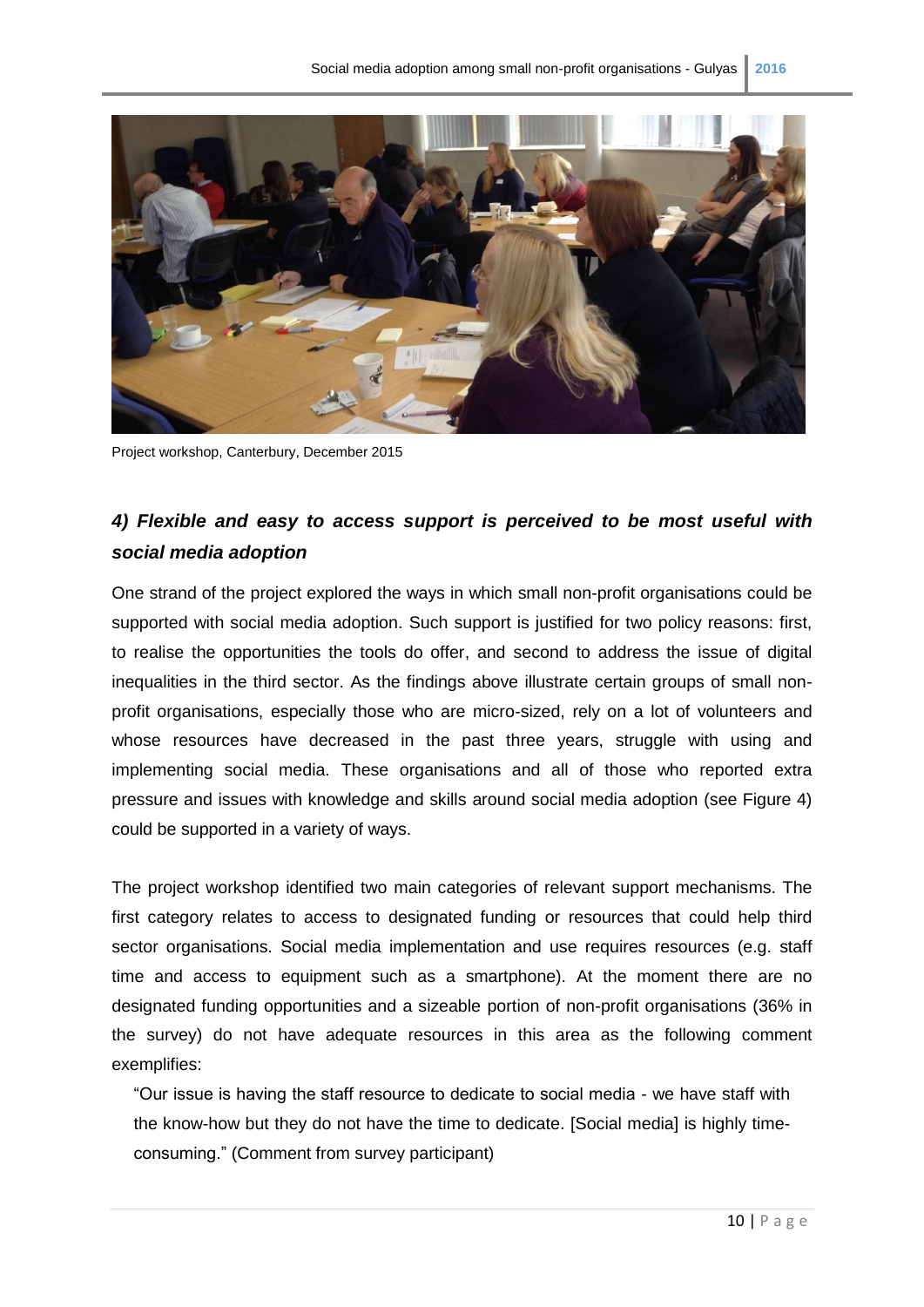Project workshop, Canterbury, December 2015

### *4) Flexible and easy to access support is perceived to be most useful with social media adoption*

One strand of the project explored the ways in which small non-profit organisations could be supported with social media adoption. Such support is justified for two policy reasons: first, to realise the opportunities the tools do offer, and second to address the issue of digital inequalities in the third sector. As the findings above illustrate certain groups of small non-profit organisations, especially those who are micro-sized, rely on a lot of volunteers and whose resources have decreased in the past three years, struggle with using and implementing social media. These organisations and all of those who reported extra pressure and issues with knowledge and skills around social media adoption (see Figure 4) could be supported in a variety of ways.

The project workshop identified two main categories of relevant support mechanisms. The first category relates to access to designated funding or resources that could help third sector organisations. Social media implementation and use requires resources (e.g. staff time and access to equipment such as a smartphone). At the moment there are no designated funding opportunities and a sizeable portion of non-profit organisations (36% in the survey) do not have adequate resources in this area as the following comment exemplifies:

> "Our issue is having the staff resource to dedicate to social media - we have staff with the know-how but they do not have the time to dedicate. [Social media] is highly time-consuming." (Comment from survey participant)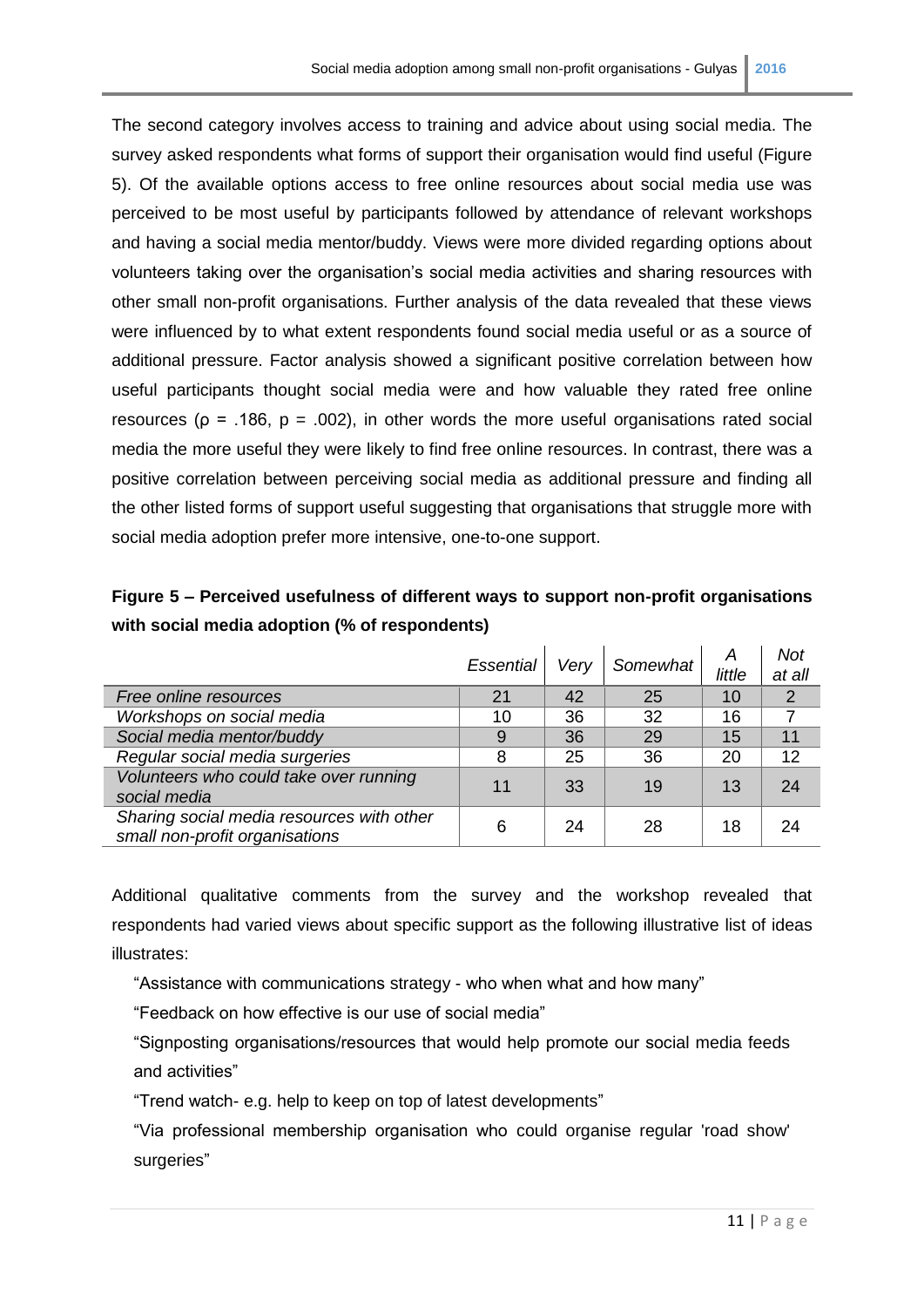The second category involves access to training and advice about using social media. The survey asked respondents what forms of support their organisation would find useful (Figure 5). Of the available options access to free online resources about social media use was perceived to be most useful by participants followed by attendance of relevant workshops and having a social media mentor/buddy. Views were more divided regarding options about volunteers taking over the organisation's social media activities and sharing resources with other small non-profit organisations. Further analysis of the data revealed that these views were influenced by to what extent respondents found social media useful or as a source of additional pressure. Factor analysis showed a significant positive correlation between how useful participants thought social media were and how valuable they rated free online resources ($\rho = .186$, $p = .002$), in other words the more useful organisations rated social media the more useful they were likely to find free online resources. In contrast, there was a positive correlation between perceiving social media as additional pressure and finding all the other listed forms of support useful suggesting that organisations that struggle more with social media adoption prefer more intensive, one-to-one support.

**Figure 5 – Perceived usefulness of different ways to support non-profit organisations with social media adoption (% of respondents)**

| | *Essential* | *Very* | *Somewhat* | *A little* | *Not at all* |
|---|---|---|---|---|---|
| *Free online resources* | 21 | 42 | 25 | 10 | 2 |
| *Workshops on social media* | 10 | 36 | 32 | 16 | 7 |
| *Social media mentor/buddy* | 9 | 36 | 29 | 15 | 11 |
| *Regular social media surgeries* | 8 | 25 | 36 | 20 | 12 |
| *Volunteers who could take over running social media* | 11 | 33 | 19 | 13 | 24 |
| *Sharing social media resources with other small non-profit organisations* | 6 | 24 | 28 | 18 | 24 |

Additional qualitative comments from the survey and the workshop revealed that respondents had varied views about specific support as the following illustrative list of ideas illustrates:

"Assistance with communications strategy - who when what and how many"

"Feedback on how effective is our use of social media"

"Signposting organisations/resources that would help promote our social media feeds and activities"

"Trend watch- e.g. help to keep on top of latest developments"

"Via professional membership organisation who could organise regular 'road show' surgeries"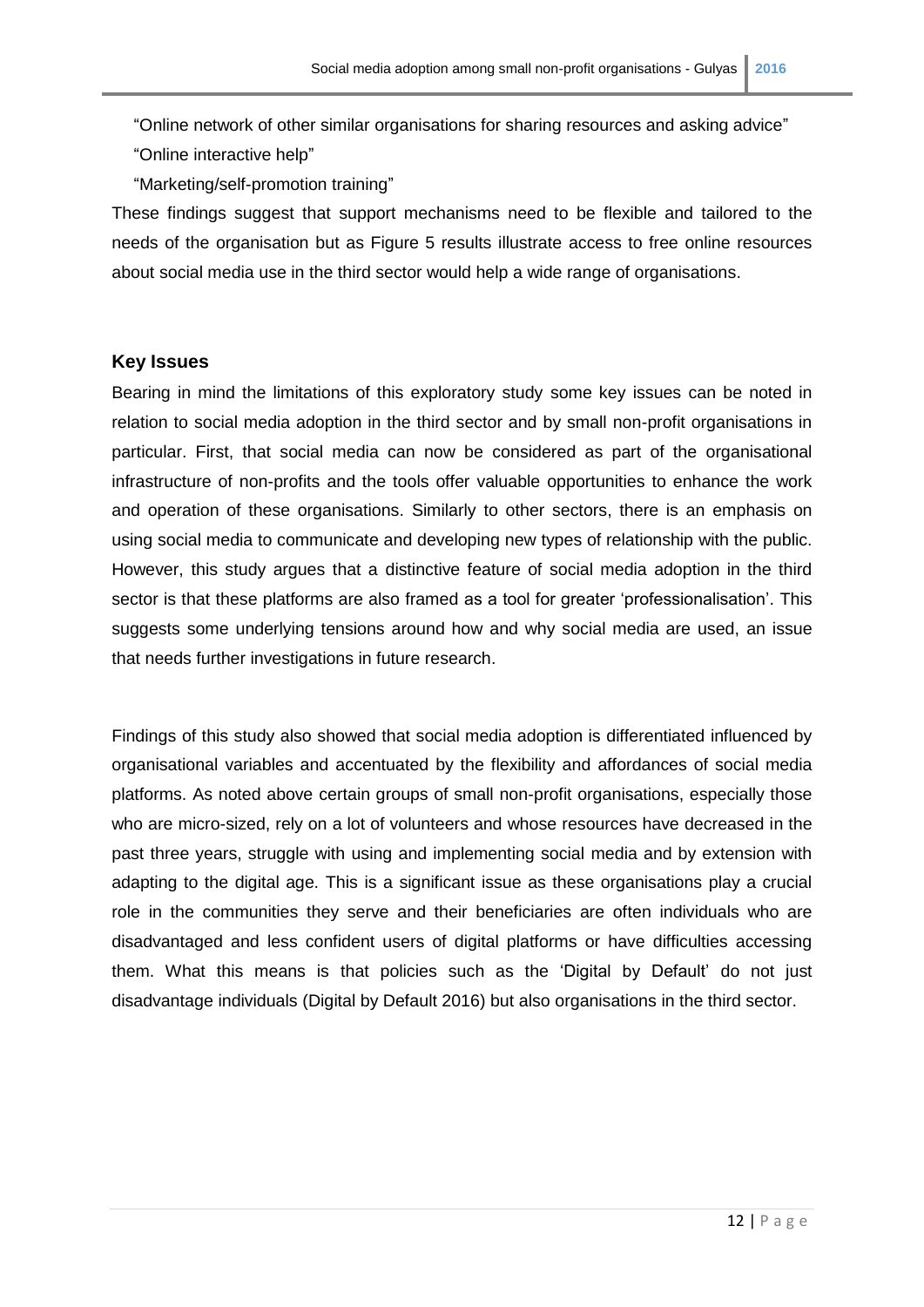"Online network of other similar organisations for sharing resources and asking advice"

"Online interactive help"

"Marketing/self-promotion training"

These findings suggest that support mechanisms need to be flexible and tailored to the needs of the organisation but as Figure 5 results illustrate access to free online resources about social media use in the third sector would help a wide range of organisations.

### Key Issues

Bearing in mind the limitations of this exploratory study some key issues can be noted in relation to social media adoption in the third sector and by small non-profit organisations in particular. First, that social media can now be considered as part of the organisational infrastructure of non-profits and the tools offer valuable opportunities to enhance the work and operation of these organisations. Similarly to other sectors, there is an emphasis on using social media to communicate and developing new types of relationship with the public. However, this study argues that a distinctive feature of social media adoption in the third sector is that these platforms are also framed as a tool for greater 'professionalisation'. This suggests some underlying tensions around how and why social media are used, an issue that needs further investigations in future research.

Findings of this study also showed that social media adoption is differentiated influenced by organisational variables and accentuated by the flexibility and affordances of social media platforms. As noted above certain groups of small non-profit organisations, especially those who are micro-sized, rely on a lot of volunteers and whose resources have decreased in the past three years, struggle with using and implementing social media and by extension with adapting to the digital age. This is a significant issue as these organisations play a crucial role in the communities they serve and their beneficiaries are often individuals who are disadvantaged and less confident users of digital platforms or have difficulties accessing them. What this means is that policies such as the 'Digital by Default' do not just disadvantage individuals (Digital by Default 2016) but also organisations in the third sector.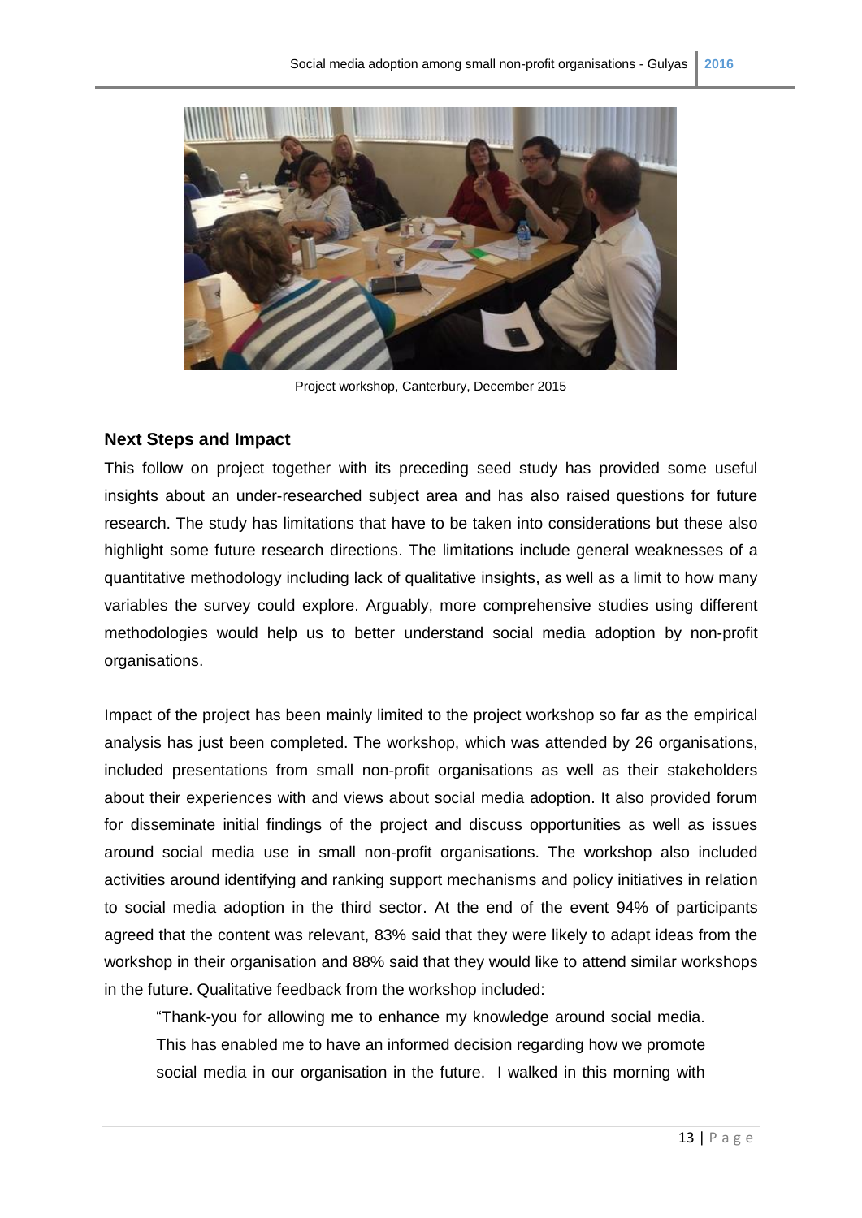Project workshop, Canterbury, December 2015

## Next Steps and Impact

This follow on project together with its preceding seed study has provided some useful insights about an under-researched subject area and has also raised questions for future research. The study has limitations that have to be taken into considerations but these also highlight some future research directions. The limitations include general weaknesses of a quantitative methodology including lack of qualitative insights, as well as a limit to how many variables the survey could explore. Arguably, more comprehensive studies using different methodologies would help us to better understand social media adoption by non-profit organisations.

Impact of the project has been mainly limited to the project workshop so far as the empirical analysis has just been completed. The workshop, which was attended by 26 organisations, included presentations from small non-profit organisations as well as their stakeholders about their experiences with and views about social media adoption. It also provided forum for disseminate initial findings of the project and discuss opportunities as well as issues around social media use in small non-profit organisations. The workshop also included activities around identifying and ranking support mechanisms and policy initiatives in relation to social media adoption in the third sector. At the end of the event 94% of participants agreed that the content was relevant, 83% said that they were likely to adapt ideas from the workshop in their organisation and 88% said that they would like to attend similar workshops in the future. Qualitative feedback from the workshop included:

> "Thank-you for allowing me to enhance my knowledge around social media. This has enabled me to have an informed decision regarding how we promote social media in our organisation in the future. I walked in this morning with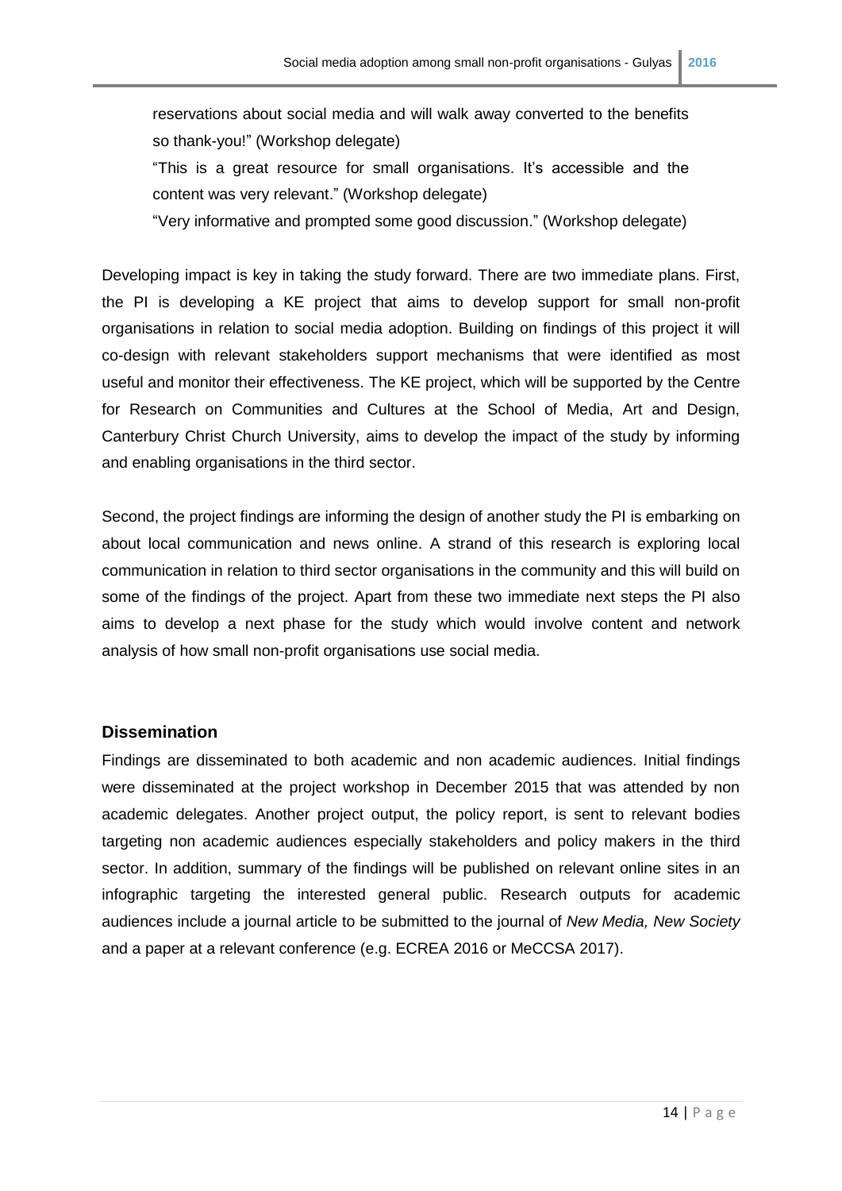reservations about social media and will walk away converted to the benefits so thank-you!" (Workshop delegate)

"This is a great resource for small organisations. It's accessible and the content was very relevant." (Workshop delegate)

"Very informative and prompted some good discussion." (Workshop delegate)

Developing impact is key in taking the study forward. There are two immediate plans. First, the PI is developing a KE project that aims to develop support for small non-profit organisations in relation to social media adoption. Building on findings of this project it will co-design with relevant stakeholders support mechanisms that were identified as most useful and monitor their effectiveness. The KE project, which will be supported by the Centre for Research on Communities and Cultures at the School of Media, Art and Design, Canterbury Christ Church University, aims to develop the impact of the study by informing and enabling organisations in the third sector.

Second, the project findings are informing the design of another study the PI is embarking on about local communication and news online. A strand of this research is exploring local communication in relation to third sector organisations in the community and this will build on some of the findings of the project. Apart from these two immediate next steps the PI also aims to develop a next phase for the study which would involve content and network analysis of how small non-profit organisations use social media.

## Dissemination

Findings are disseminated to both academic and non academic audiences. Initial findings were disseminated at the project workshop in December 2015 that was attended by non academic delegates. Another project output, the policy report, is sent to relevant bodies targeting non academic audiences especially stakeholders and policy makers in the third sector. In addition, summary of the findings will be published on relevant online sites in an infographic targeting the interested general public. Research outputs for academic audiences include a journal article to be submitted to the journal of *New Media, New Society* and a paper at a relevant conference (e.g. ECREA 2016 or MeCCSA 2017).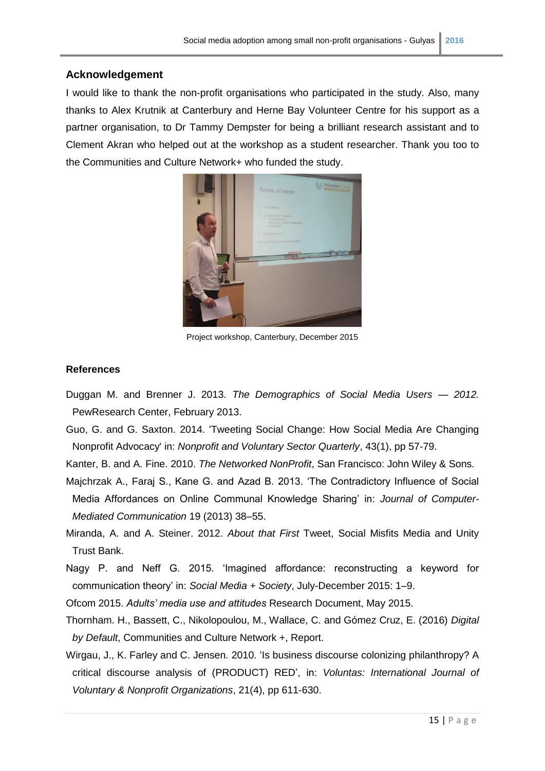## Acknowledgement

I would like to thank the non-profit organisations who participated in the study. Also, many thanks to Alex Krutnik at Canterbury and Herne Bay Volunteer Centre for his support as a partner organisation, to Dr Tammy Dempster for being a brilliant research assistant and to Clement Akran who helped out at the workshop as a student researcher. Thank you too to the Communities and Culture Network+ who funded the study.

Project workshop, Canterbury, December 2015

### References

Duggan M. and Brenner J. 2013. *The Demographics of Social Media Users — 2012.* PewResearch Center, February 2013.

Guo, G. and G. Saxton. 2014. 'Tweeting Social Change: How Social Media Are Changing Nonprofit Advocacy' in: *Nonprofit and Voluntary Sector Quarterly*, 43(1), pp 57-79.

Kanter, B. and A. Fine. 2010. *The Networked NonProfit*, San Francisco: John Wiley & Sons.

Majchrzak A., Faraj S., Kane G. and Azad B. 2013. 'The Contradictory Influence of Social Media Affordances on Online Communal Knowledge Sharing' in: *Journal of Computer-Mediated Communication* 19 (2013) 38–55.

Miranda, A. and A. Steiner. 2012. *About that First* Tweet, Social Misfits Media and Unity Trust Bank.

Nagy P. and Neff G. 2015. 'Imagined affordance: reconstructing a keyword for communication theory' in: *Social Media + Society*, July-December 2015: 1–9.

Ofcom 2015. *Adults' media use and attitudes* Research Document, May 2015.

Thornham. H., Bassett, C., Nikolopoulou, M., Wallace, C. and Gómez Cruz, E. (2016) *Digital by Default*, Communities and Culture Network +, Report.

Wirgau, J., K. Farley and C. Jensen. 2010. 'Is business discourse colonizing philanthropy? A critical discourse analysis of (PRODUCT) RED', in: *Voluntas: International Journal of Voluntary & Nonprofit Organizations*, 21(4), pp 611-630.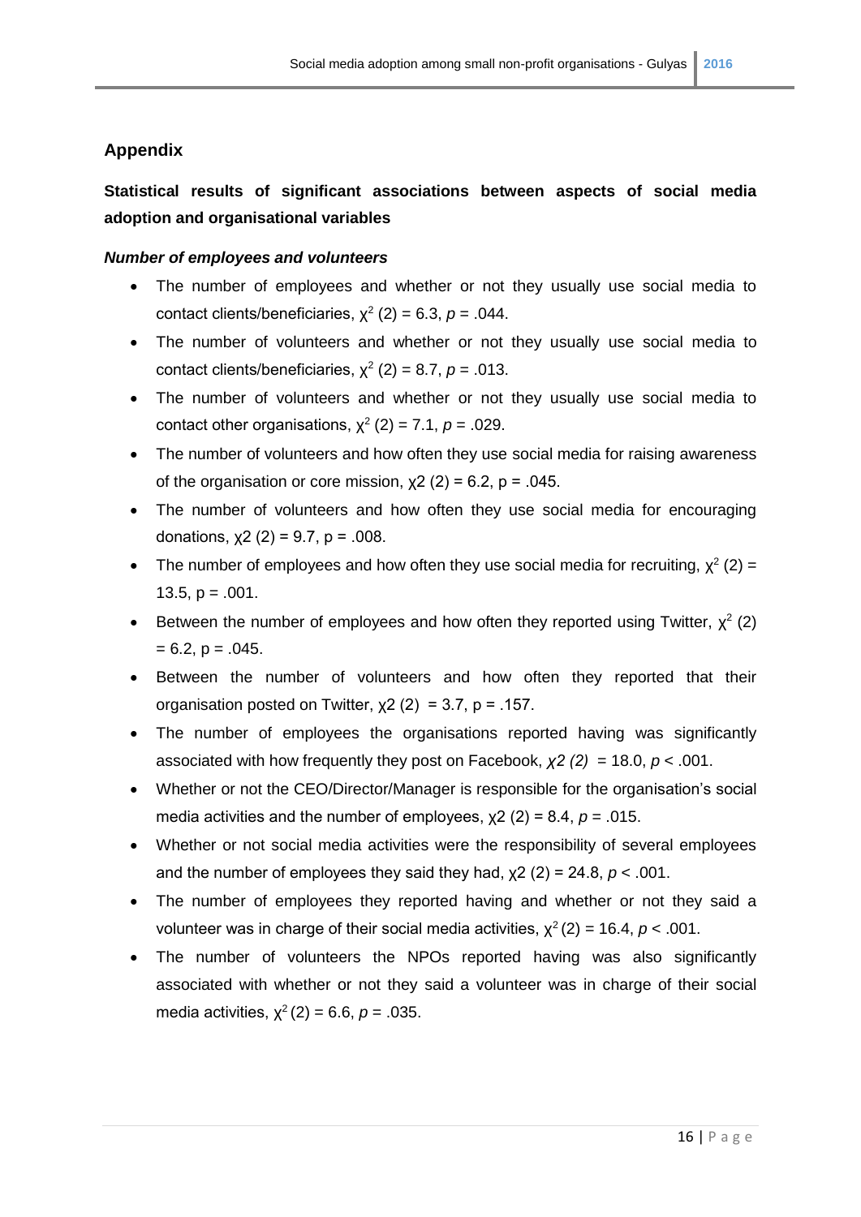## Appendix

### Statistical results of significant associations between aspects of social media adoption and organisational variables

***Number of employees and volunteers***

- The number of employees and whether or not they usually use social media to contact clients/beneficiaries, $\chi^2$ (2) = 6.3, $p$ = .044.
- The number of volunteers and whether or not they usually use social media to contact clients/beneficiaries, $\chi^2$ (2) = 8.7, $p$ = .013.
- The number of volunteers and whether or not they usually use social media to contact other organisations, $\chi^2$ (2) = 7.1, $p$ = .029.
- The number of volunteers and how often they use social media for raising awareness of the organisation or core mission, χ2 (2) = 6.2, p = .045.
- The number of volunteers and how often they use social media for encouraging donations, χ2 (2) = 9.7, p = .008.
- The number of employees and how often they use social media for recruiting, $\chi^2$ (2) = 13.5, p = .001.
- Between the number of employees and how often they reported using Twitter, $\chi^2$ (2) = 6.2, p = .045.
- Between the number of volunteers and how often they reported that their organisation posted on Twitter, χ2 (2) = 3.7, p = .157.
- The number of employees the organisations reported having was significantly associated with how frequently they post on Facebook, *χ2 (2)* = 18.0, $p$ < .001.
- Whether or not the CEO/Director/Manager is responsible for the organisation's social media activities and the number of employees, χ2 (2) = 8.4, $p$ = .015.
- Whether or not social media activities were the responsibility of several employees and the number of employees they said they had, χ2 (2) = 24.8, $p$ < .001.
- The number of employees they reported having and whether or not they said a volunteer was in charge of their social media activities, $\chi^2$ (2) = 16.4, $p$ < .001.
- The number of volunteers the NPOs reported having was also significantly associated with whether or not they said a volunteer was in charge of their social media activities, $\chi^2$ (2) = 6.6, $p$ = .035.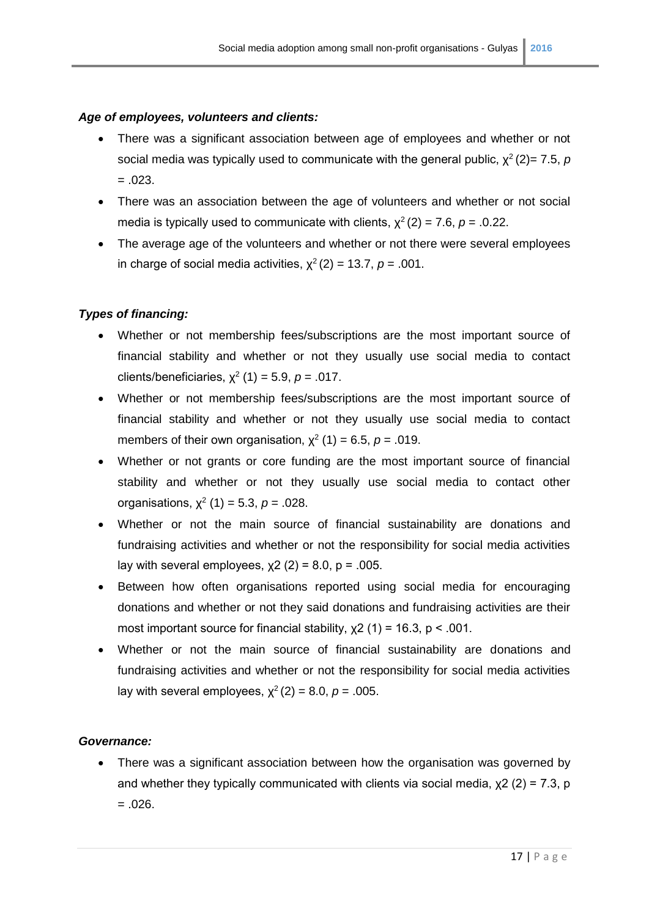***Age of employees, volunteers and clients:***

- There was a significant association between age of employees and whether or not social media was typically used to communicate with the general public, $\chi^2(2) = 7.5$, $p = .023$.
- There was an association between the age of volunteers and whether or not social media is typically used to communicate with clients, $\chi^2(2) = 7.6$, $p = .0.22$.
- The average age of the volunteers and whether or not there were several employees in charge of social media activities, $\chi^2(2) = 13.7$, $p = .001$.

***Types of financing:***

- Whether or not membership fees/subscriptions are the most important source of financial stability and whether or not they usually use social media to contact clients/beneficiaries, $\chi^2(1) = 5.9$, $p = .017$.
- Whether or not membership fees/subscriptions are the most important source of financial stability and whether or not they usually use social media to contact members of their own organisation, $\chi^2(1) = 6.5$, $p = .019$.
- Whether or not grants or core funding are the most important source of financial stability and whether or not they usually use social media to contact other organisations, $\chi^2(1) = 5.3$, $p = .028$.
- Whether or not the main source of financial sustainability are donations and fundraising activities and whether or not the responsibility for social media activities lay with several employees, $\chi2(2) = 8.0$, $p = .005$.
- Between how often organisations reported using social media for encouraging donations and whether or not they said donations and fundraising activities are their most important source for financial stability, $\chi2(1) = 16.3$, $p < .001$.
- Whether or not the main source of financial sustainability are donations and fundraising activities and whether or not the responsibility for social media activities lay with several employees, $\chi^2(2) = 8.0$, $p = .005$.

***Governance:***

- There was a significant association between how the organisation was governed by and whether they typically communicated with clients via social media, $\chi2(2) = 7.3$, $p = .026$.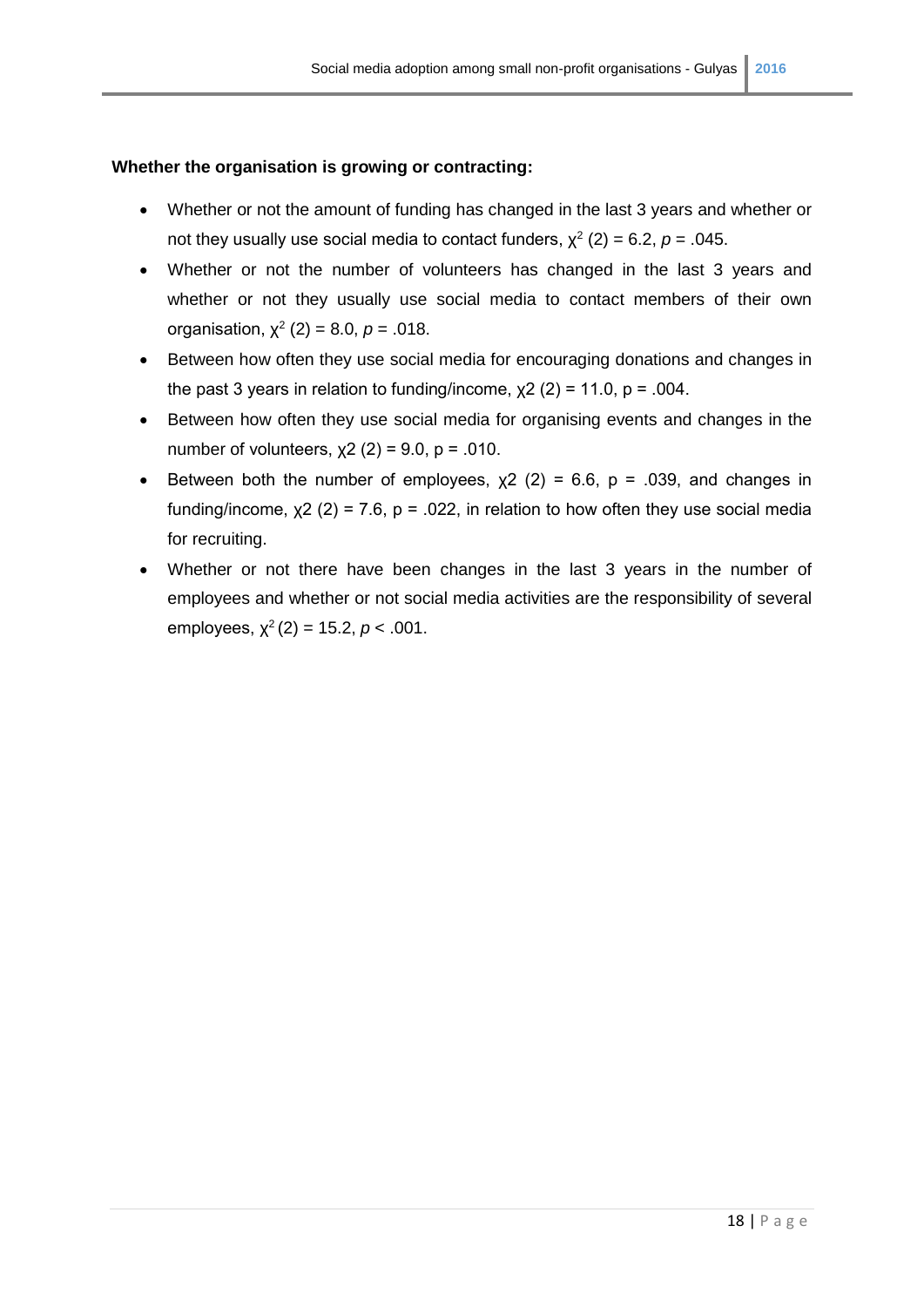**Whether the organisation is growing or contracting:**

- Whether or not the amount of funding has changed in the last 3 years and whether or not they usually use social media to contact funders, $\chi^2$ (2) = 6.2, *p* = .045.
- Whether or not the number of volunteers has changed in the last 3 years and whether or not they usually use social media to contact members of their own organisation, $\chi^2$ (2) = 8.0, *p* = .018.
- Between how often they use social media for encouraging donations and changes in the past 3 years in relation to funding/income, $\chi2$ (2) = 11.0, p = .004.
- Between how often they use social media for organising events and changes in the number of volunteers, $\chi2$ (2) = 9.0, p = .010.
- Between both the number of employees, $\chi2$ (2) = 6.6, p = .039, and changes in funding/income, $\chi2$ (2) = 7.6, p = .022, in relation to how often they use social media for recruiting.
- Whether or not there have been changes in the last 3 years in the number of employees and whether or not social media activities are the responsibility of several employees, $\chi^2$ (2) = 15.2, *p* < .001.